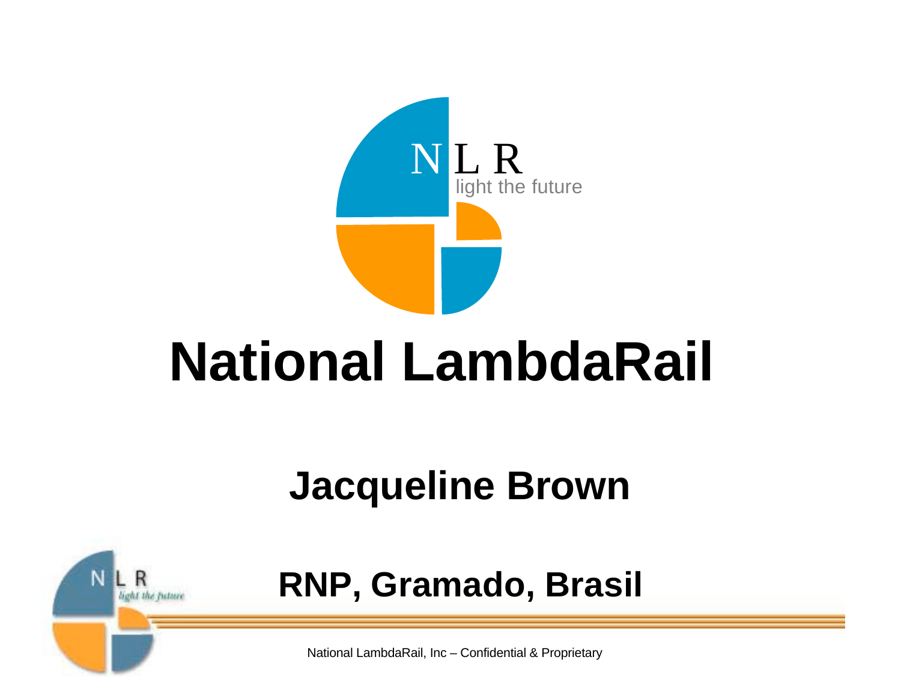# National LambdaRail

## Jacqueline Brown

## RNP, Gramado, Brasil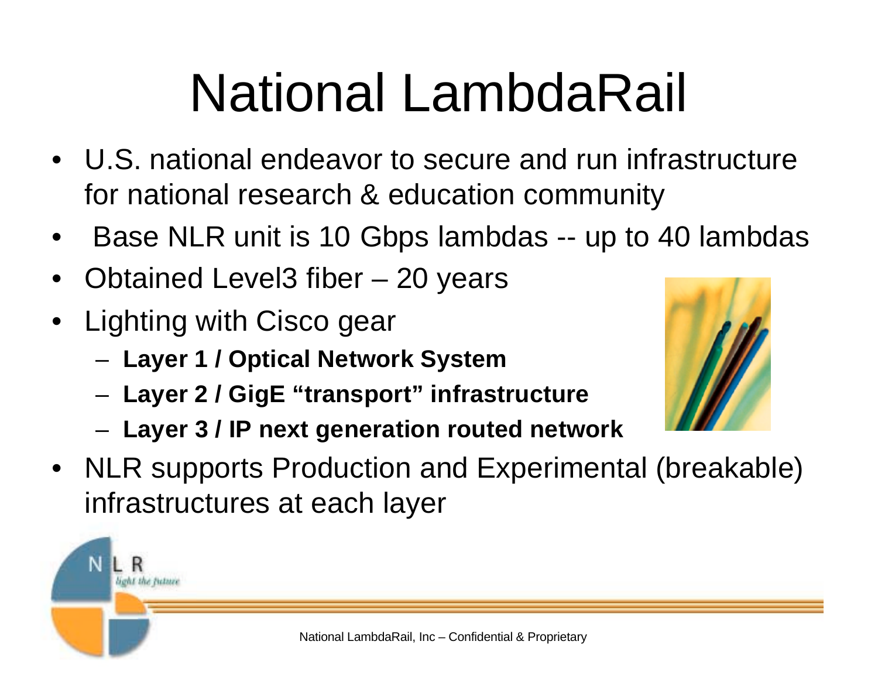# National LambdaRail

- U.S. national endeavor to secure and run infrastructure for national research & education community
- Base NLR unit is 10 Gbps lambdas -- up to 40 lambdas
- Obtained Level3 fiber – 20 years
- Lighting with Cisco gear
  - **Layer 1 / Optical Network System**
  - **Layer 2 / GigE “transport” infrastructure**
  - **Layer 3 / IP next generation routed network**
- NLR supports Production and Experimental (breakable) infrastructures at each layer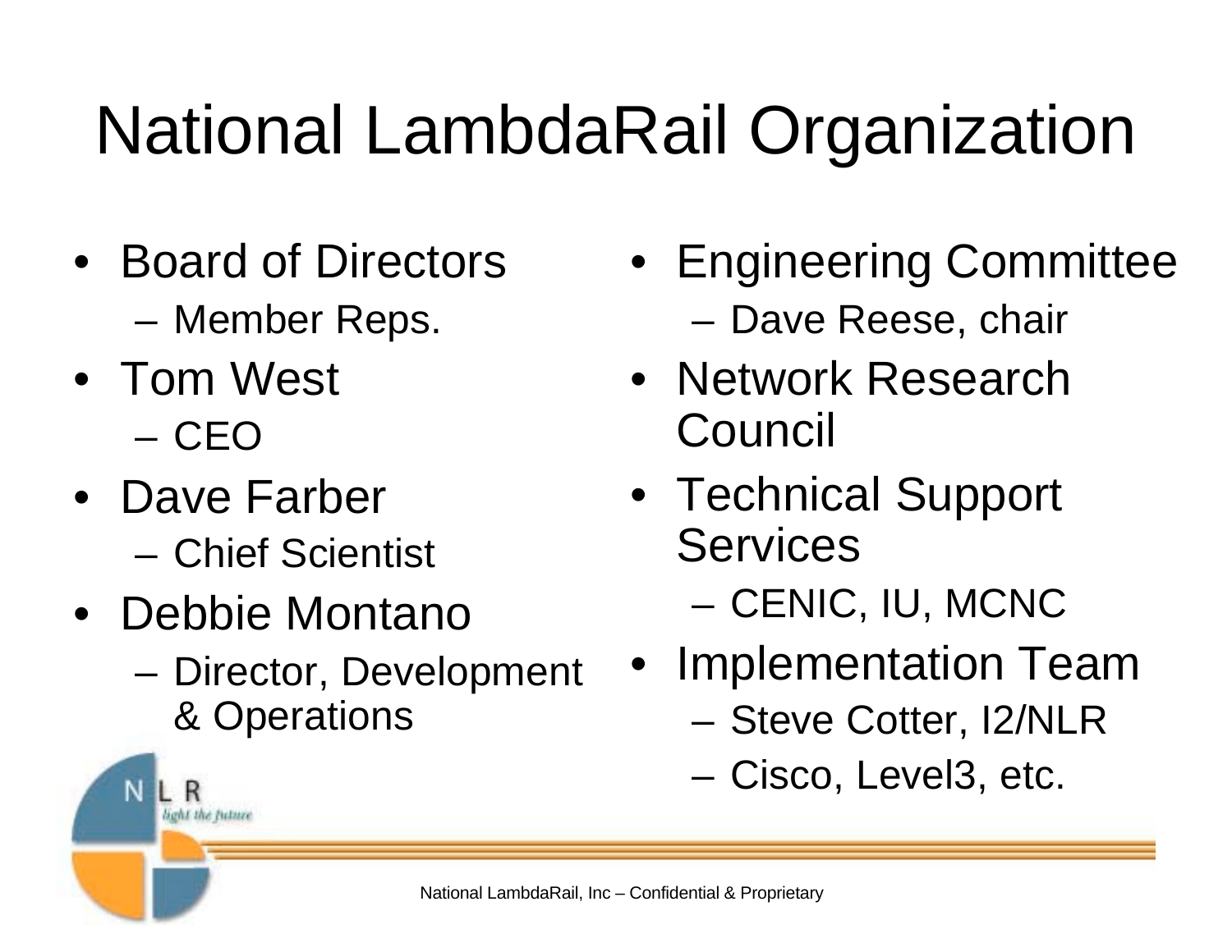# National LambdaRail Organization

- Board of Directors
  - Member Reps.
- Tom West
  - CEO
- Dave Farber
  - Chief Scientist
- Debbie Montano
  - Director, Development & Operations
- Engineering Committee
  - Dave Reese, chair
- Network Research Council
- Technical Support Services
  - CENIC, IU, MCNC
- Implementation Team
  - Steve Cotter, I2/NLR
  - Cisco, Level3, etc.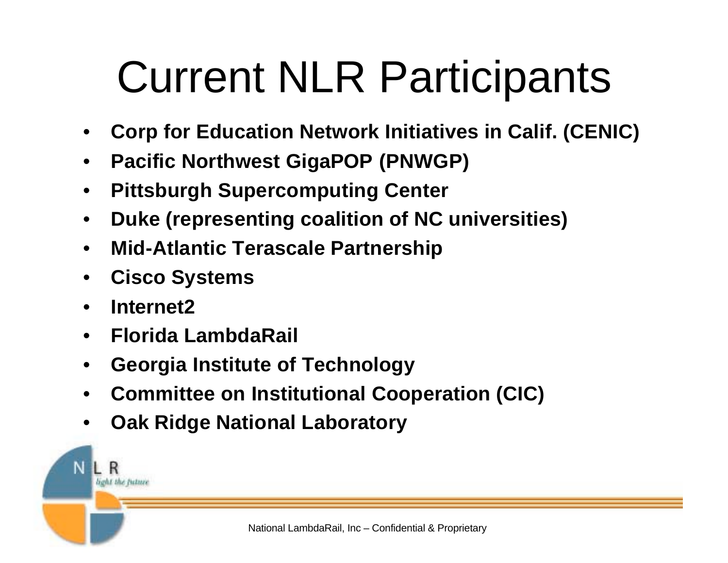# Current NLR Participants

- **Corp for Education Network Initiatives in Calif. (CENIC)**
- **Pacific Northwest GigaPOP (PNWGP)**
- **Pittsburgh Supercomputing Center**
- **Duke (representing coalition of NC universities)**
- **Mid-Atlantic Terascale Partnership**
- **Cisco Systems**
- **Internet2**
- **Florida LambdaRail**
- **Georgia Institute of Technology**
- **Committee on Institutional Cooperation (CIC)**
- **Oak Ridge National Laboratory**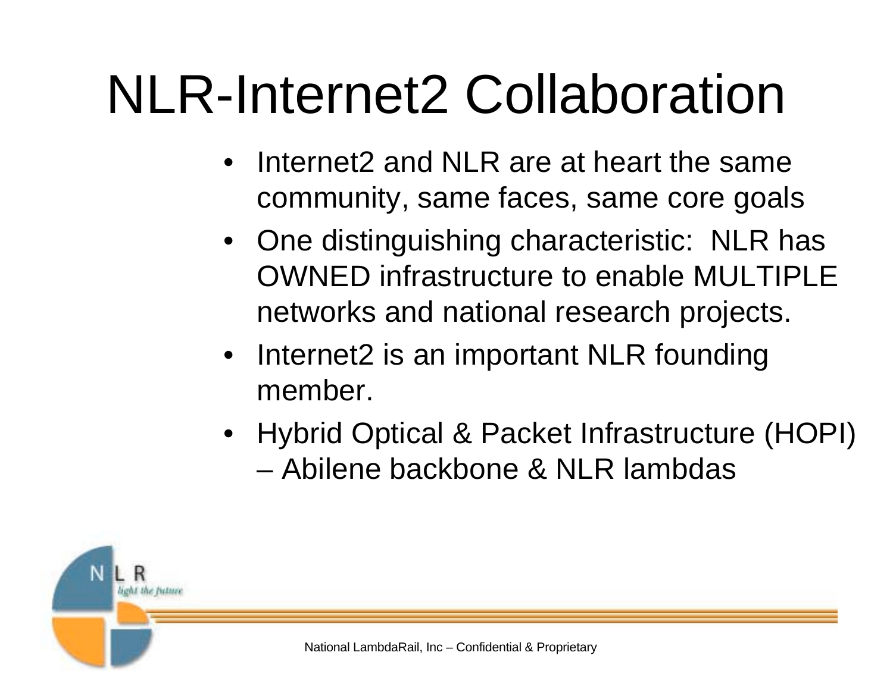# NLR-Internet2 Collaboration

- Internet2 and NLR are at heart the same community, same faces, same core goals
- One distinguishing characteristic: NLR has OWNED infrastructure to enable MULTIPLE networks and national research projects.
- Internet2 is an important NLR founding member.
- Hybrid Optical & Packet Infrastructure (HOPI) – Abilene backbone & NLR lambdas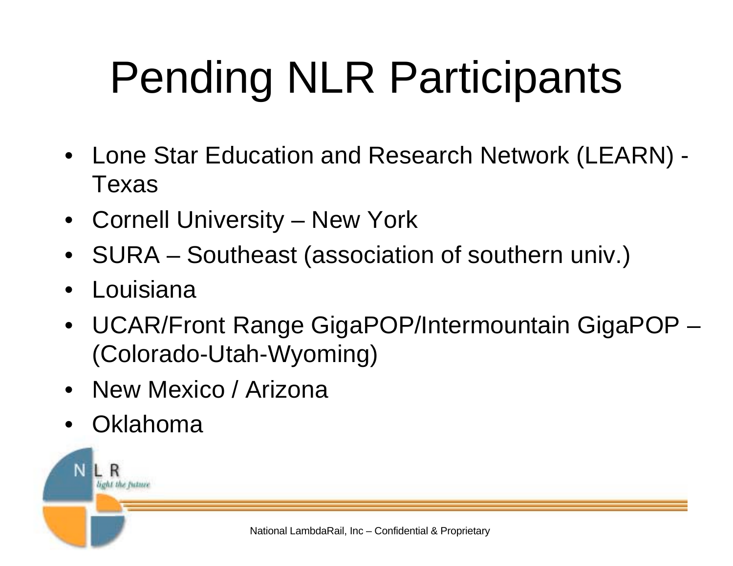# Pending NLR Participants

- Lone Star Education and Research Network (LEARN) - Texas
- Cornell University – New York
- SURA – Southeast (association of southern univ.)
- Louisiana
- UCAR/Front Range GigaPOP/Intermountain GigaPOP – (Colorado-Utah-Wyoming)
- New Mexico / Arizona
- Oklahoma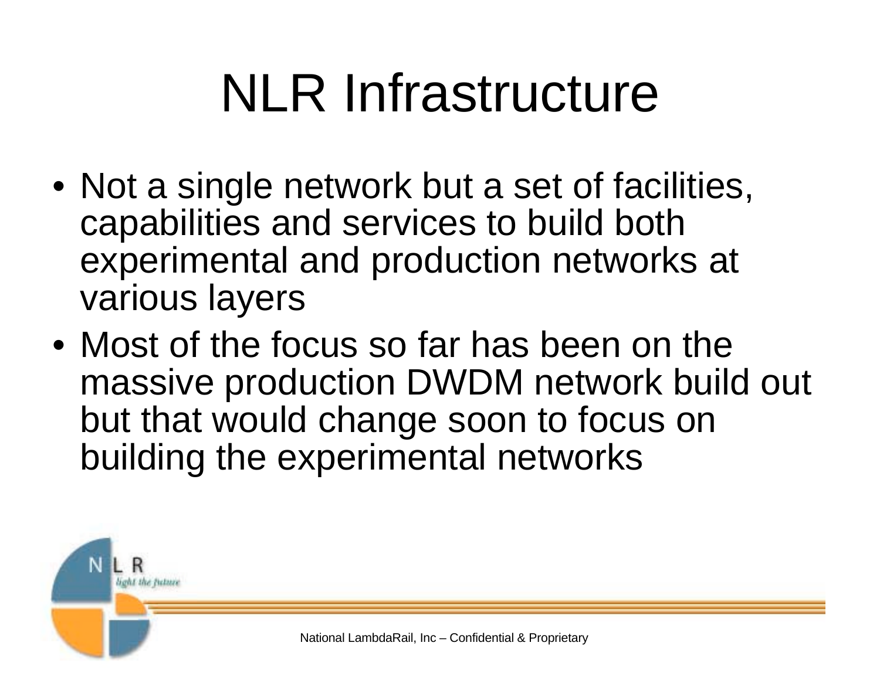# NLR Infrastructure

- Not a single network but a set of facilities, capabilities and services to build both experimental and production networks at various layers
- Most of the focus so far has been on the massive production DWDM network build out but that would change soon to focus on building the experimental networks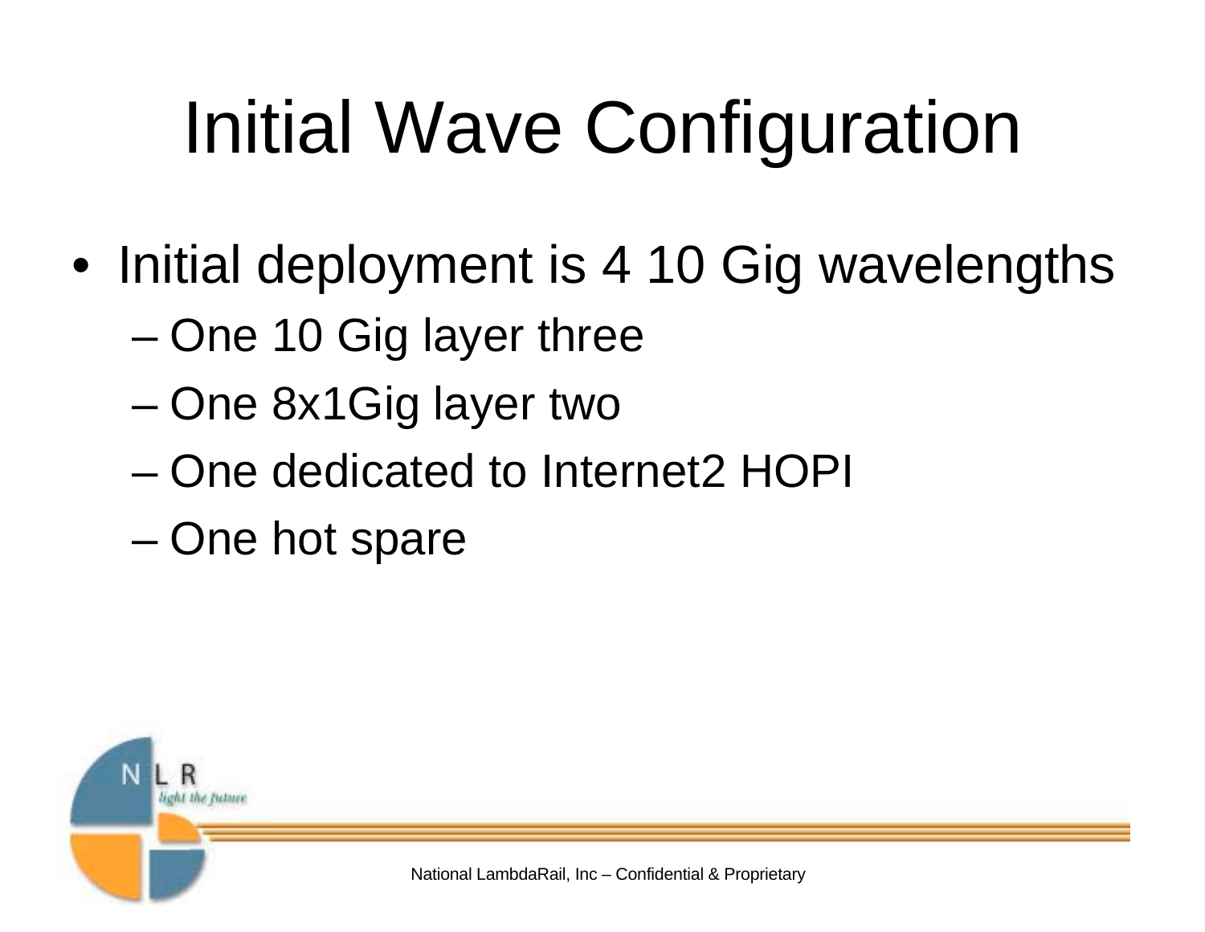# Initial Wave Configuration

- Initial deployment is 4 10 Gig wavelengths
  - One 10 Gig layer three
  - One 8x1Gig layer two
  - One dedicated to Internet2 HOPI
  - One hot spare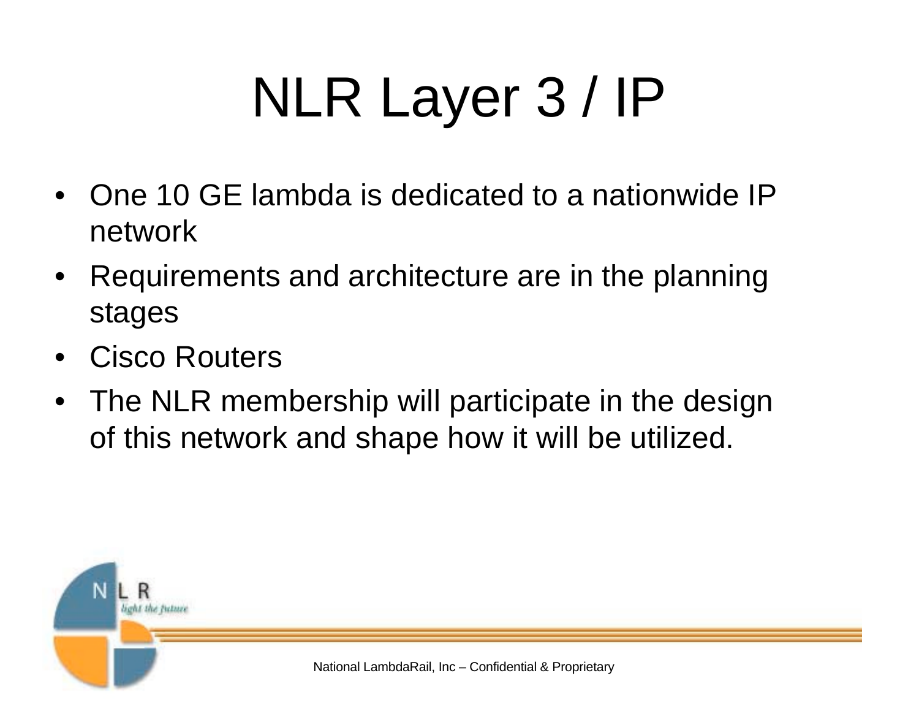# NLR Layer 3 / IP

- One 10 GE lambda is dedicated to a nationwide IP network
- Requirements and architecture are in the planning stages
- Cisco Routers
- The NLR membership will participate in the design of this network and shape how it will be utilized.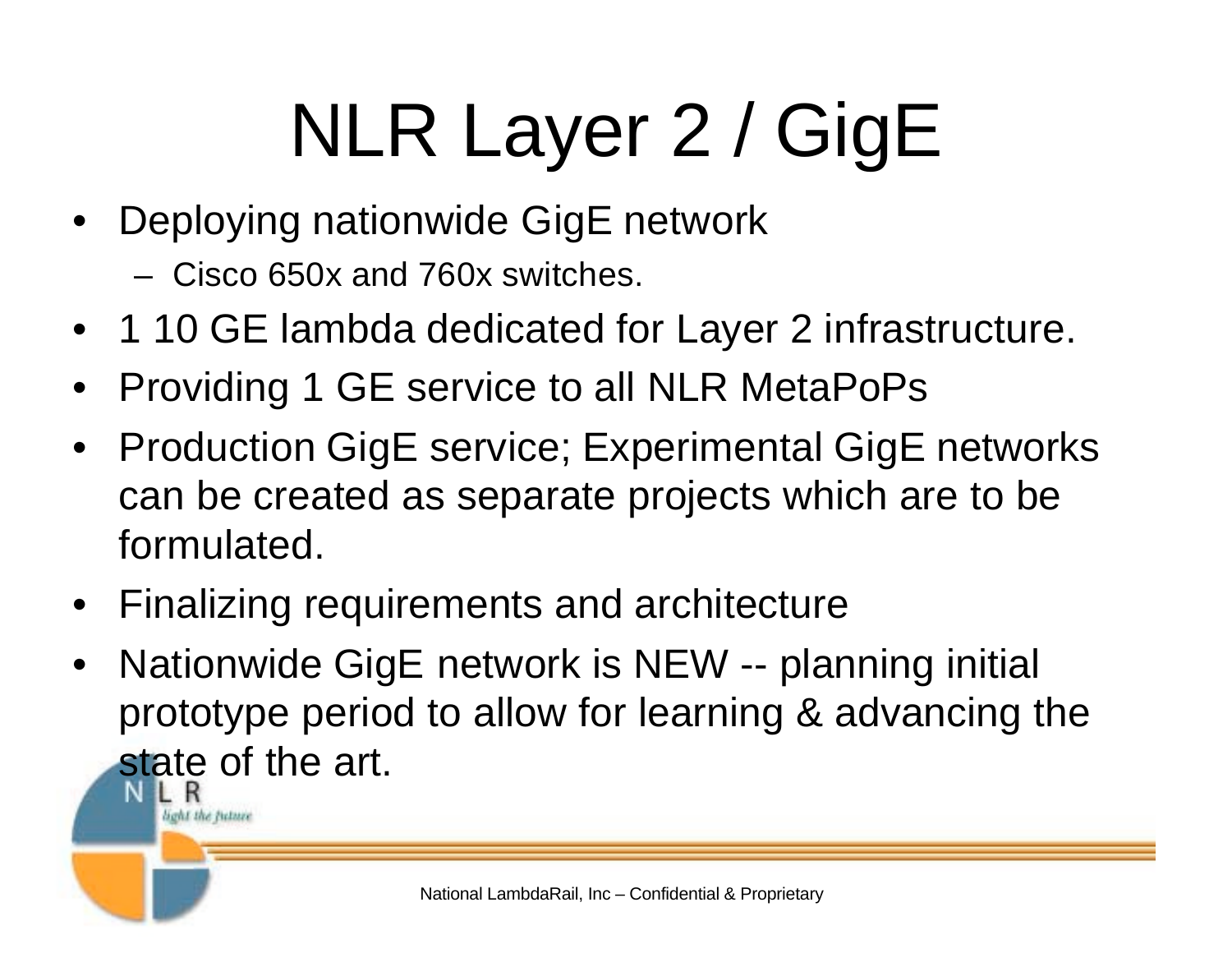# NLR Layer 2 / GigE

- Deploying nationwide GigE network
  - Cisco 650x and 760x switches.
- 1 10 GE lambda dedicated for Layer 2 infrastructure.
- Providing 1 GE service to all NLR MetaPoPs
- Production GigE service; Experimental GigE networks can be created as separate projects which are to be formulated.
- Finalizing requirements and architecture
- Nationwide GigE network is NEW -- planning initial prototype period to allow for learning & advancing the state of the art.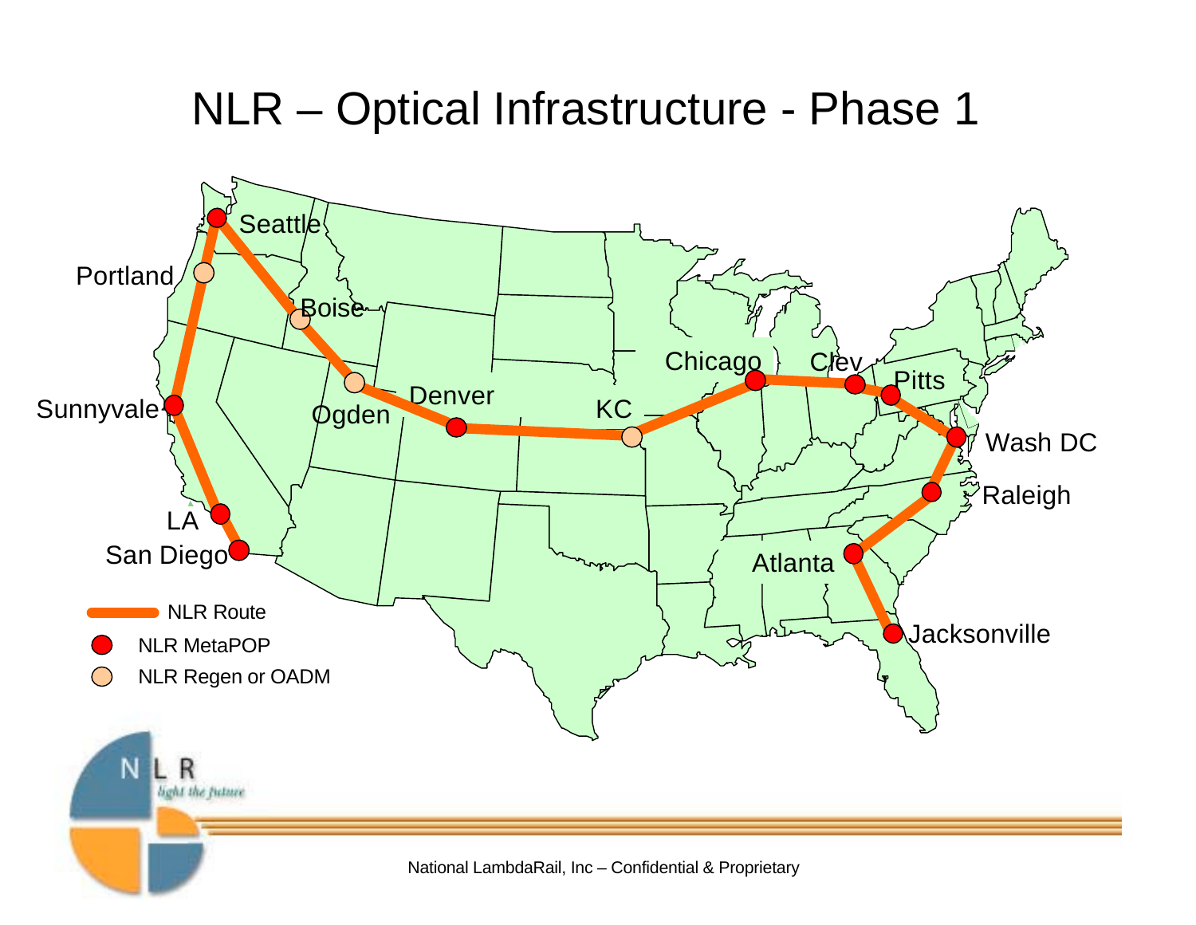# NLR – Optical Infrastructure - Phase 1

Seattle

Portland

Boise

Ogden

Denver

KC

Chicago

Clev

Pitts

Wash DC

Raleigh

Atlanta

Jacksonville

Sunnyvale

LA

San Diego

- NLR Route
- NLR MetaPOP
- NLR Regen or OADM

National LambdaRail, Inc – Confidential & Proprietary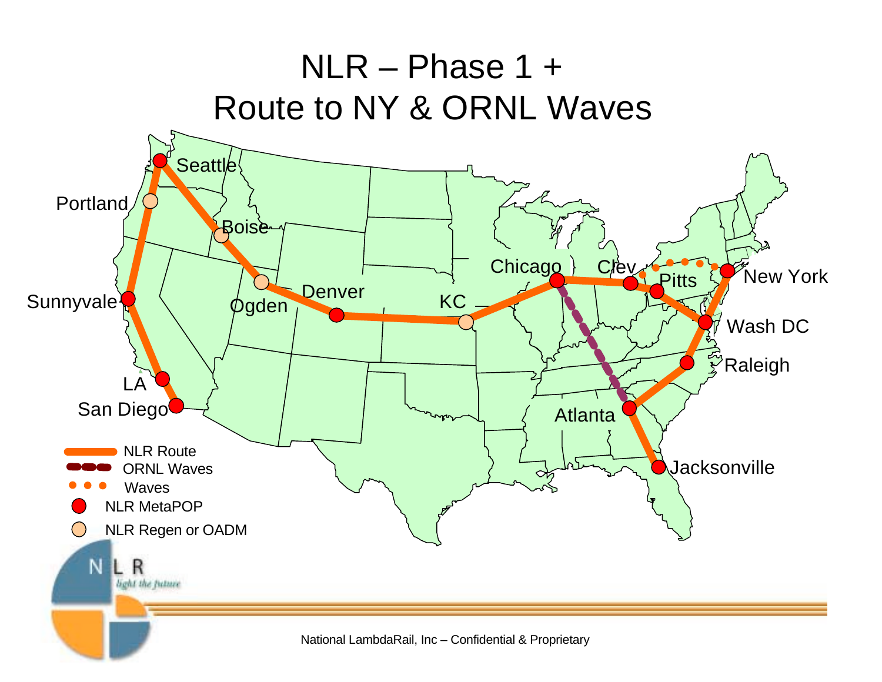# NLR – Phase 1 + Route to NY & ORNL Waves

Seattle
Portland
Boise
Ogden
Denver
KC
Chicago
Clev
Pitts
New York
Wash DC
Raleigh
Atlanta
Jacksonville
Sunnyvale
LA
San Diego

- NLR Route
- ORNL Waves
- Waves
- NLR MetaPOP
- NLR Regen or OADM

NLR light the future

National LambdaRail, Inc – Confidential & Proprietary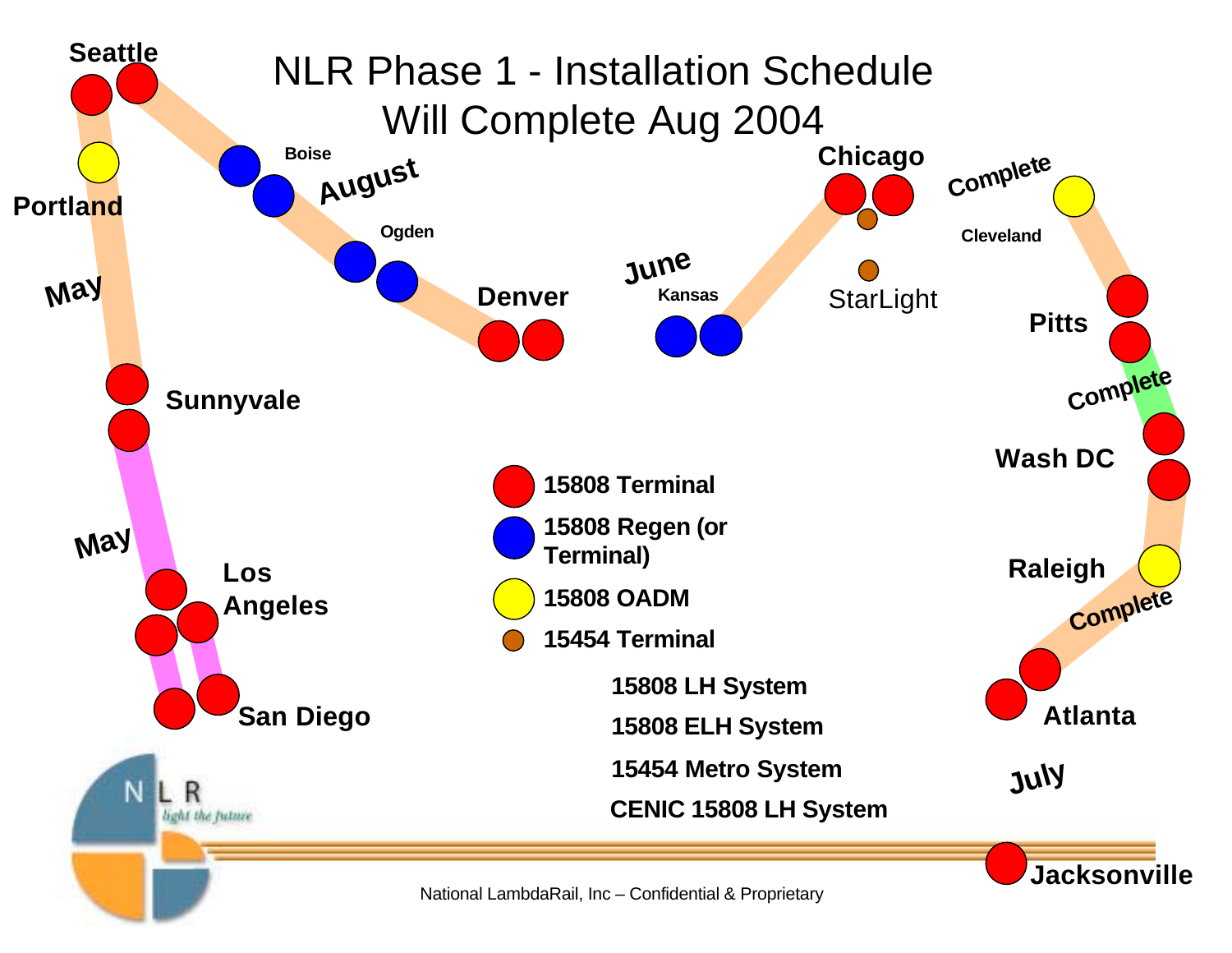# NLR Phase 1 - Installation Schedule
## Will Complete Aug 2004

Seattle

Portland

May

Sunnyvale

May

Los Angeles

San Diego

Boise

August

Ogden

Denver

June

Kansas

Chicago

StarLight

Complete

Cleveland

Pitts

Complete

Wash DC

Raleigh

Complete

Atlanta

July

Jacksonville

- 15808 Terminal
- 15808 Regen (or Terminal)
- 15808 OADM
- 15454 Terminal

15808 LH System

15808 ELH System

15454 Metro System

CENIC 15808 LH System

National LambdaRail, Inc – Confidential & Proprietary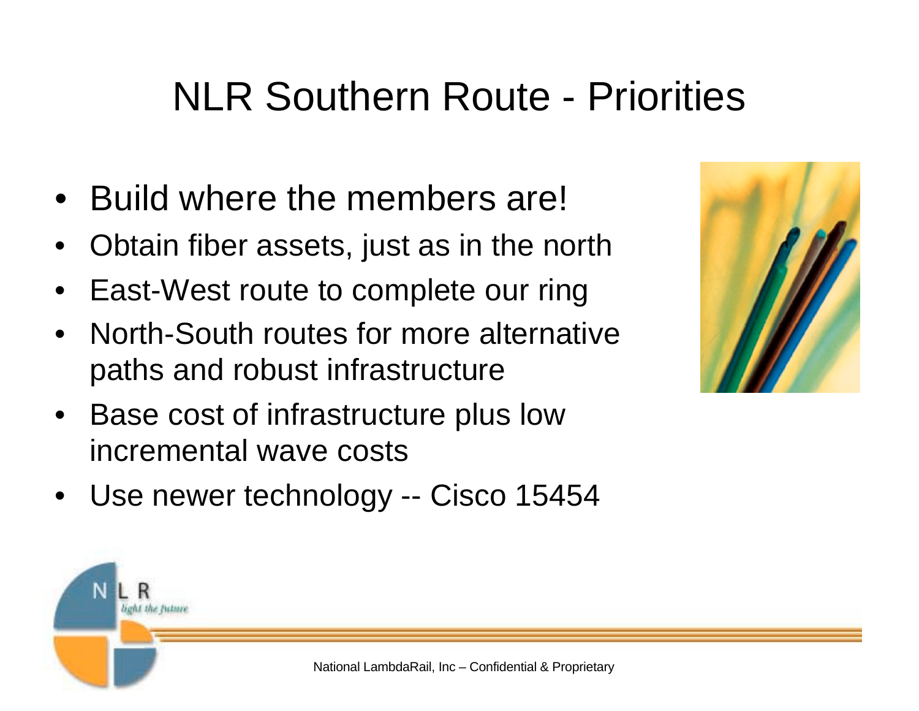# NLR Southern Route - Priorities

- Build where the members are!
- Obtain fiber assets, just as in the north
- East-West route to complete our ring
- North-South routes for more alternative paths and robust infrastructure
- Base cost of infrastructure plus low incremental wave costs
- Use newer technology -- Cisco 15454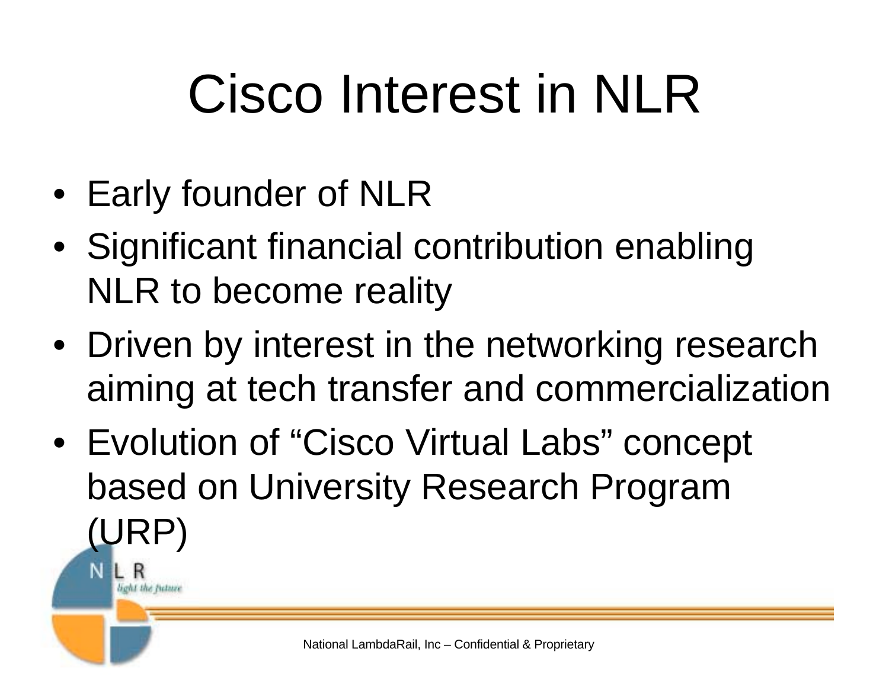# Cisco Interest in NLR

- Early founder of NLR
- Significant financial contribution enabling NLR to become reality
- Driven by interest in the networking research aiming at tech transfer and commercialization
- Evolution of “Cisco Virtual Labs” concept based on University Research Program (URP)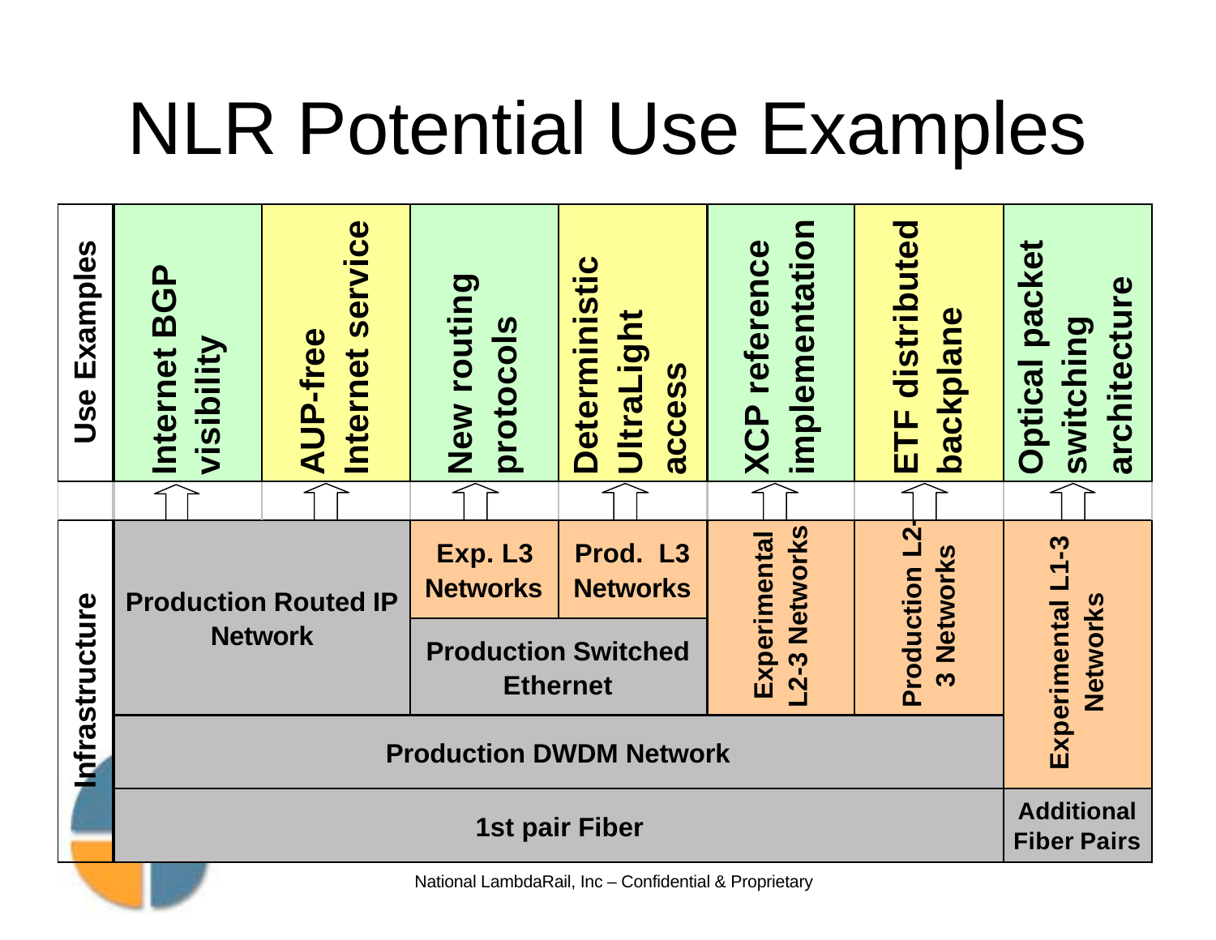# NLR Potential Use Examples

| Use Examples | Internet BGP visibility | AUP-free Internet service | New routing protocols | Deterministic UltraLight access | XCP reference implementation | ETF distributed backplane | Optical packet switching architecture |
|---|---|---|---|---|---|---|---|
| | ↑ | ↑ | ↑ | ↑ | ↑ | ↑ | ↑ |
| Infrastructure | Production Routed IP Network | | Exp. L3 Networks | Prod. L3 Networks | Experimental L2-3 Networks | Production L2-3 Networks | Experimental L1-3 Networks |
| | | | Production Switched Ethernet | | | | |
| | Production DWDM Network | | | | | | |
| | 1st pair Fiber | | | | | | Additional Fiber Pairs |

National LambdaRail, Inc – Confidential & Proprietary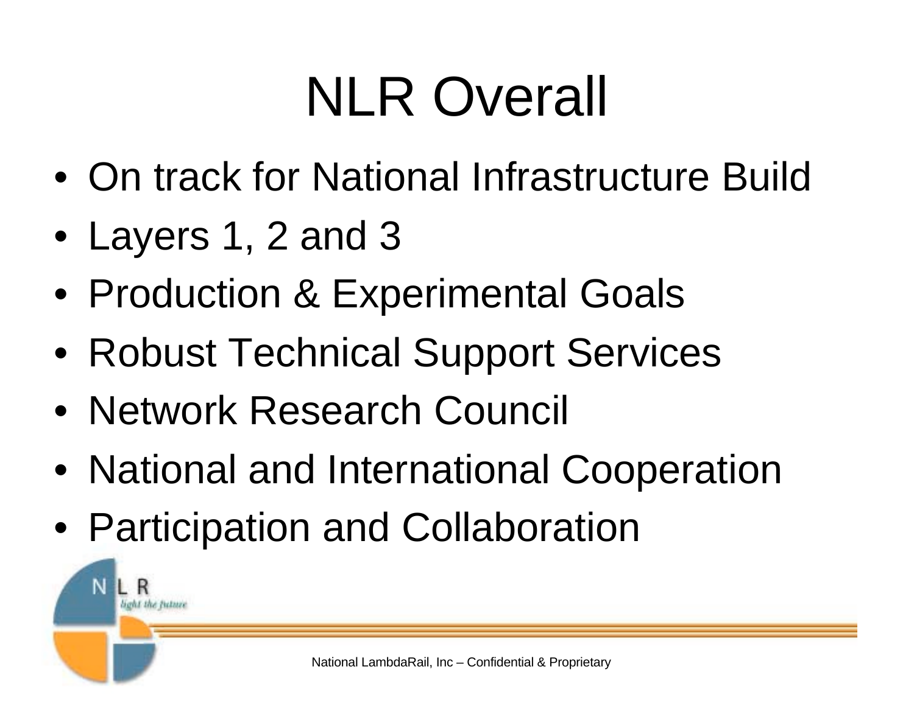# NLR Overall

- On track for National Infrastructure Build
- Layers 1, 2 and 3
- Production & Experimental Goals
- Robust Technical Support Services
- Network Research Council
- National and International Cooperation
- Participation and Collaboration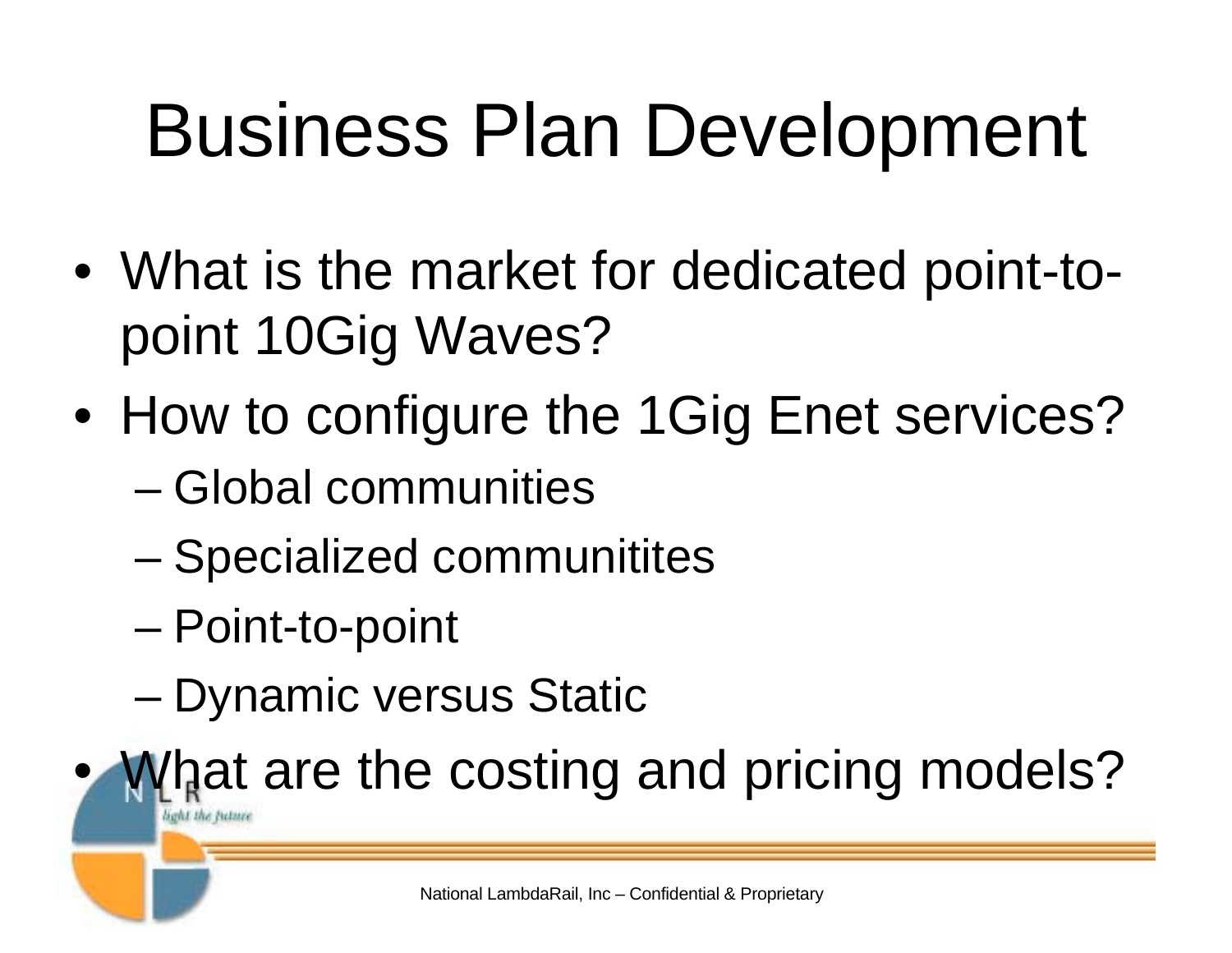# Business Plan Development

- What is the market for dedicated point-to-point 10Gig Waves?
- How to configure the 1Gig Enet services?
  - Global communities
  - Specialized communitites
  - Point-to-point
  - Dynamic versus Static
- What are the costing and pricing models?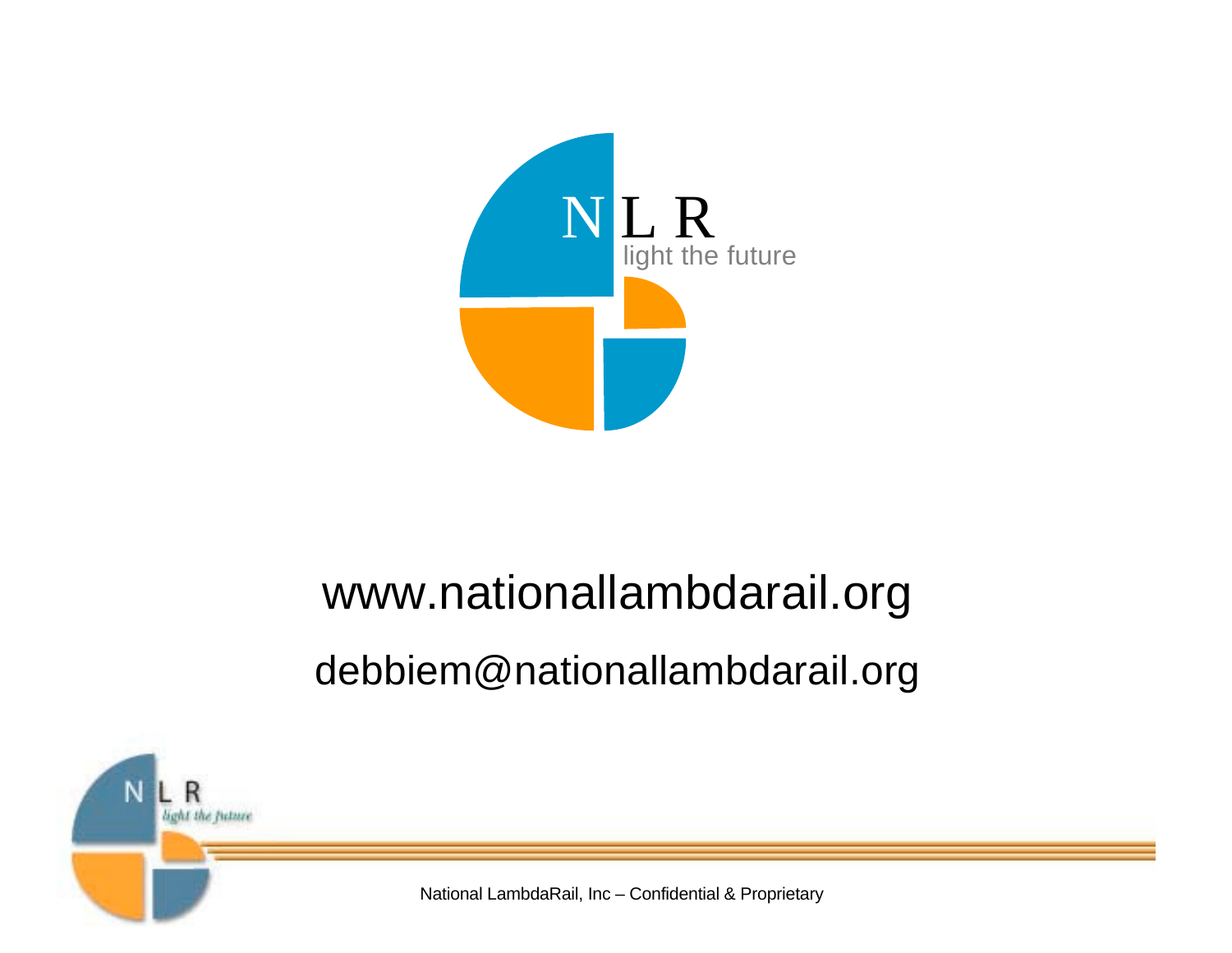N L R
light the future

www.nationallambdarail.org

debbiem@nationallambdarail.org